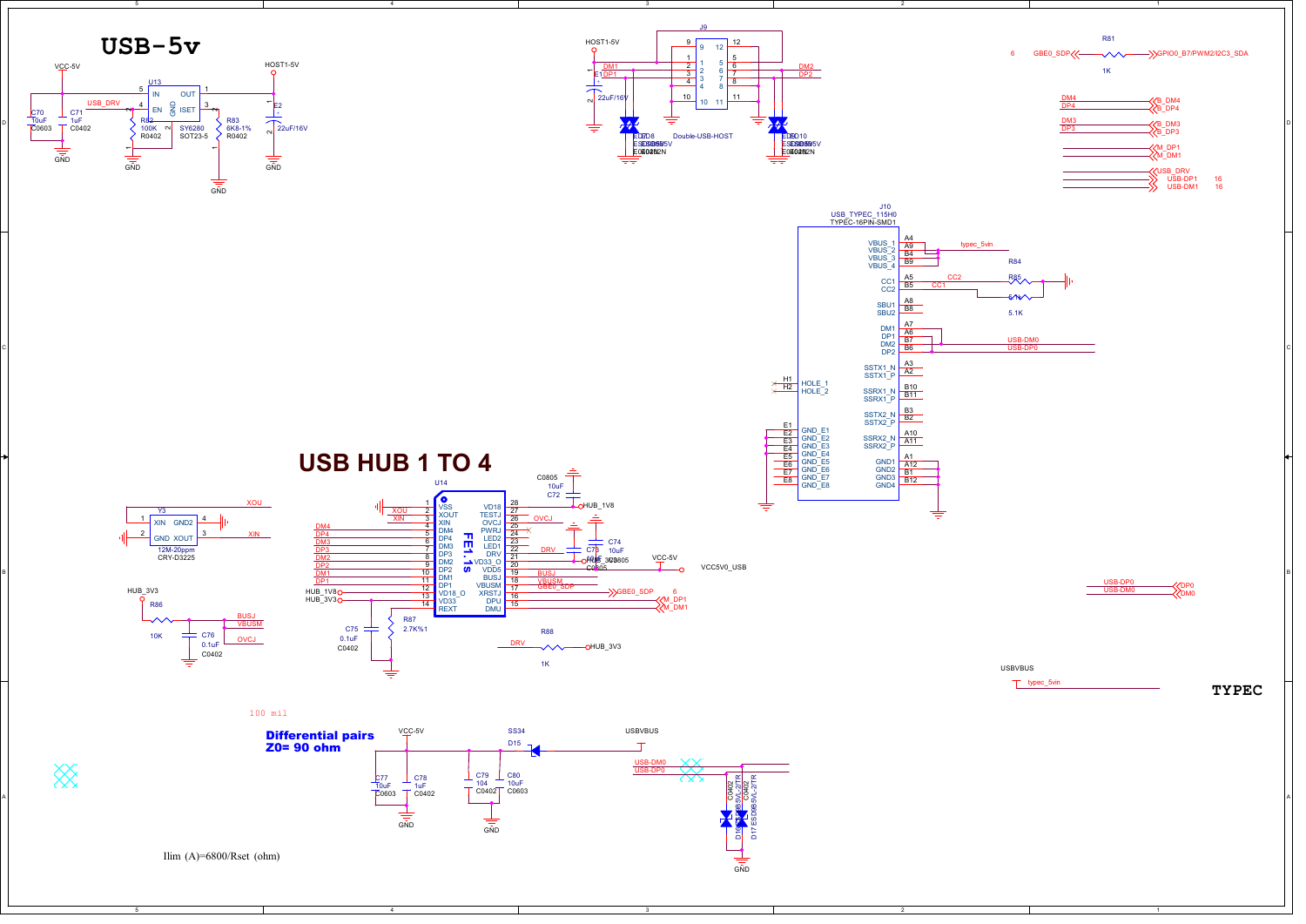# USB-5v

VCC-5V

HOST1-5V

U13

IN OUT

EN ISET

GND

USB_DRV

C70 10uF C0603

C71 1uF C0402

R82 100K R0402

SY6280 SOT23-5

R83 6K8-1% R0402

E2 22uF/16V

GND

J9

Double-USB-HOST

HOST1-5V

E1 22uF/16V

DM1 DP1

DM2 DP2

ED8 ESD5V

ED10 ESD5V

R81 1K

GBE0_SDP

GPIO0_B7/PWM2/I2C3_SDA

DM4 DP4 → B_DM4 B_DP4

DM3 DP3 → B_DM3 B_DP3

M_DP1 M_DM1

USB_DRV

USB-DP1 16

USB-DM1 16

J10

USB_TYPEC_115H0

TYPEC-16PIN-SMD1

VBUS_1 VBUS_2 VBUS_3 VBUS_4

typec_5vin

CC1 CC2

R84 5.1K

R85 5.1K

SBU1 SBU2

DM1 DP1 DM2 DP2

USB-DM0 USB-DP0

SSTX1_N SSTX1_P

SSRX1_N SSRX1_P

SSTX2_N SSTX2_P

SSRX2_N SSRX2_P

HOLE_1 HOLE_2

GND_E1 GND_E2 GND_E3 GND_E4 GND_E5 GND_E6 GND_E7 GND_E8

GND1 GND2 GND3 GND4

# USB HUB 1 TO 4

U14

FE1.1s

VSS XOUT XIN DM4 DP4 DM3 DP3 DM2 DP2 DM1 DP1 VD18_O VD33 REXT

VD18 TESTJ OVCJ PWRJ LED2 LED1 DRV VD33_O VDD5 BUSJ VBUSM XRSTJ DPU DMU

C72 10uF C0805

HUB_1V8

C73 10uF C0805

C74 10uF C0805

HUB_3V3

VCC-5V

VCC5V0_USB

GBE0_SDP 6

M_DP1 M_DM1

C75 0.1uF C0402

R87 2.7K%1

R88 1K

DRV → HUB_3V3

Y3

12M-20ppm CRY-D3225

XIN GND2 GND XOUT

XOU XIN

HUB_3V3

R86 10K

BUSJ VBUSM

C76 0.1uF C0402

OVCJ

USBVBUS

typec_5vin

# TYPEC

100 mil

**Differential pairs Z0= 90 ohm**

VCC-5V

C77 10uF C0603

C78 1uF C0402

SS34 D15

USBVBUS

C79 104 C0402

C80 10uF C0603

USB-DM0 USB-DP0

D16 ESD05V0L-2TR C0402

D17 ESD05V0L-2TR C0402

GND

USB-DP0 → DP0

USB-DM0 → DM0

Ilim (A)=6800/Rset (ohm)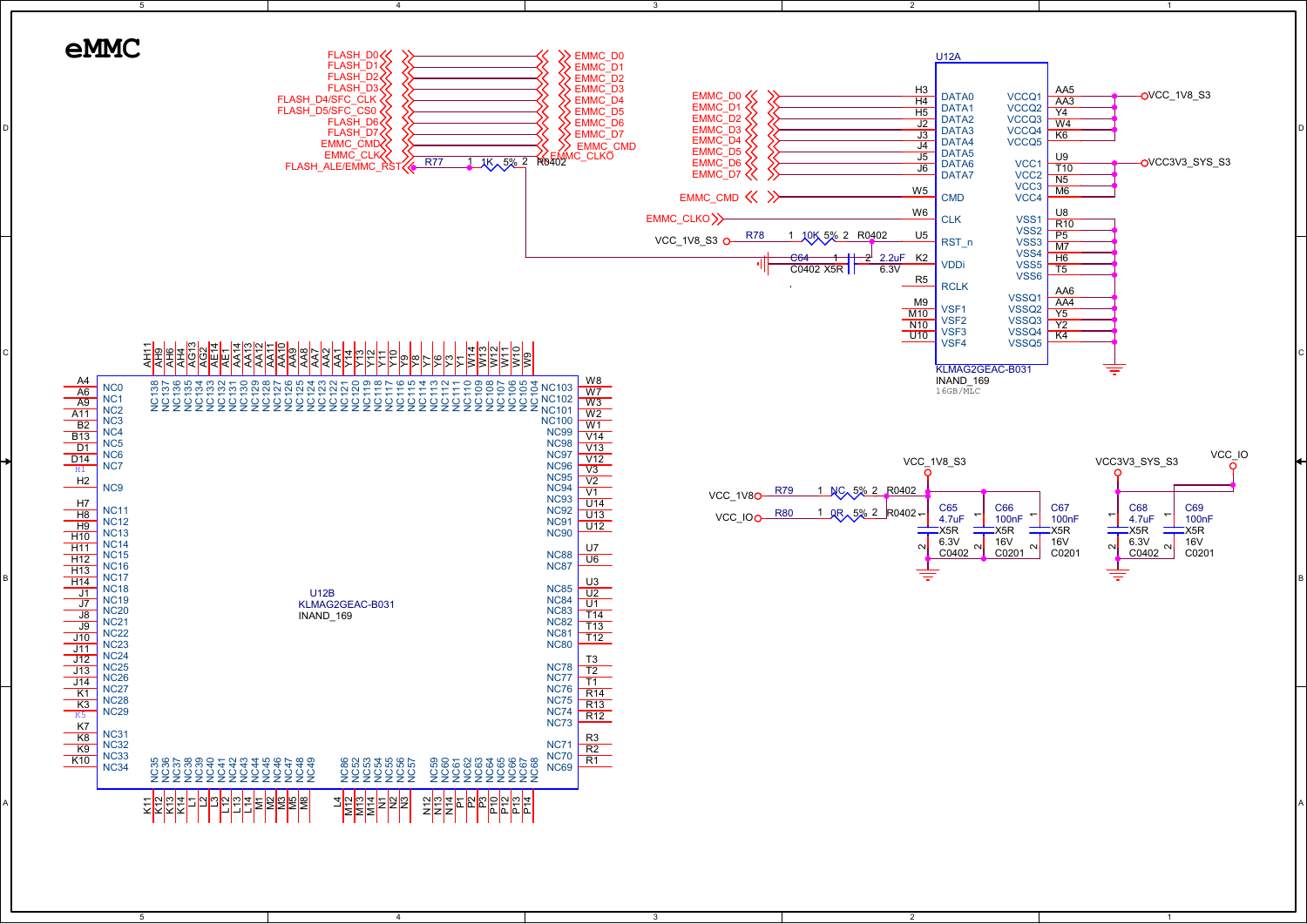# eMMC

**Signal mapping**

| Flash signal | eMMC signal |
|---|---|
| FLASH_D0 | EMMC_D0 |
| FLASH_D1 | EMMC_D1 |
| FLASH_D2 | EMMC_D2 |
| FLASH_D3 | EMMC_D3 |
| FLASH_D4/SFC_CLK | EMMC_D4 |
| FLASH_D5/SFC_CS0 | EMMC_D5 |
| FLASH_D6 | EMMC_D6 |
| FLASH_D7 | EMMC_D7 |
| EMMC_CMD | EMMC_CMD |
| EMMC_CLK | EMMC_CLKO |

FLASH_ALE/EMMC_RST — R77 1K 5% R0402 — RST_n (U5)

**U12A — KLMAG2GEAC-B031, INAND_169, 16GB/MLC**

| Pin | Name | Net |
|---|---|---|
| H3 | DATA0 | EMMC_D0 |
| H4 | DATA1 | EMMC_D1 |
| H5 | DATA2 | EMMC_D2 |
| J2 | DATA3 | EMMC_D3 |
| J3 | DATA4 | EMMC_D4 |
| J4 | DATA5 | EMMC_D5 |
| J5 | DATA6 | EMMC_D6 |
| J6 | DATA7 | EMMC_D7 |
| W5 | CMD | EMMC_CMD |
| W6 | CLK | EMMC_CLKO |
| U5 | RST_n | VCC_1V8_S3 via R78 10K 5% R0402 |
| K2 | VDDi | C64 2.2uF 6.3V C0402 X5R |
| R5 | RCLK | |
| M9 | VSF1 | |
| M10 | VSF2 | |
| N10 | VSF3 | |
| U10 | VSF4 | |
| AA5 | VCCQ1 | VCC_1V8_S3 |
| AA3 | VCCQ2 | VCC_1V8_S3 |
| Y4 | VCCQ3 | VCC_1V8_S3 |
| W4 | VCCQ4 | VCC_1V8_S3 |
| K6 | VCCQ5 | VCC_1V8_S3 |
| U9 | VCC1 | VCC3V3_SYS_S3 |
| T10 | VCC2 | VCC3V3_SYS_S3 |
| N5 | VCC3 | VCC3V3_SYS_S3 |
| M6 | VCC4 | VCC3V3_SYS_S3 |
| U8 | VSS1 | GND |
| R10 | VSS2 | GND |
| P5 | VSS3 | GND |
| M7 | VSS4 | GND |
| H6 | VSS5 | GND |
| T5 | VSS6 | GND |
| AA6 | VSSQ1 | GND |
| AA4 | VSSQ2 | GND |
| Y5 | VSSQ3 | GND |
| Y2 | VSSQ4 | GND |
| K4 | VSSQ5 | GND |

**U12B — KLMAG2GEAC-B031, INAND_169**

NC0–NC138 pins: A4, A6, A9, A11, B2, B13, D1, D14, H1, H2, H7, H8, H9, H10, H11, H12, H13, H14, J1, J7, J8, J9, J10, J11, J12, J13, J14, K1, K3, K5, K7, K8, K9, K10, K11, K12, K13, K14, L1, L2, L3, L12, L13, L14, M1, M2, M3, M5, M8, L4, M12, M13, M14, N1, N2, N3, N12, N13, N14, P1, P2, P3, P10, P12, P13, P14, R1, R2, R3, R12, R13, R14, T1, T2, T3, T12, T13, T14, U1, U2, U3, U6, U7, U12, U13, U14, V1, V2, V3, V12, V13, V14, W1, W2, W3, W7, W8, W9, W10, W11, W12, W13, W14, Y1, Y3, Y6, Y7, Y8, Y9, Y10, Y11, Y12, Y13, Y14, AA1, AA2, AA7, AA8, AA9, AA10, AA11, AA12, AA13, AA14, AE1, AE14, AG2, AG13, AH4, AH6, AH9, AH11

**Power selection and decoupling**

- VCC_1V8 — R79 NC 5% R0402 — VCC_1V8_S3
- VCC_IO — R80 0R 5% R0402 — VCC_1V8_S3
- VCC_1V8_S3: C65 4.7uF X5R 6.3V C0402; C66 100nF X5R 16V C0201; C67 100nF X5R 16V C0201
- VCC3V3_SYS_S3 / VCC_IO: C68 4.7uF X5R 6.3V C0402; C69 100nF X5R 16V C0201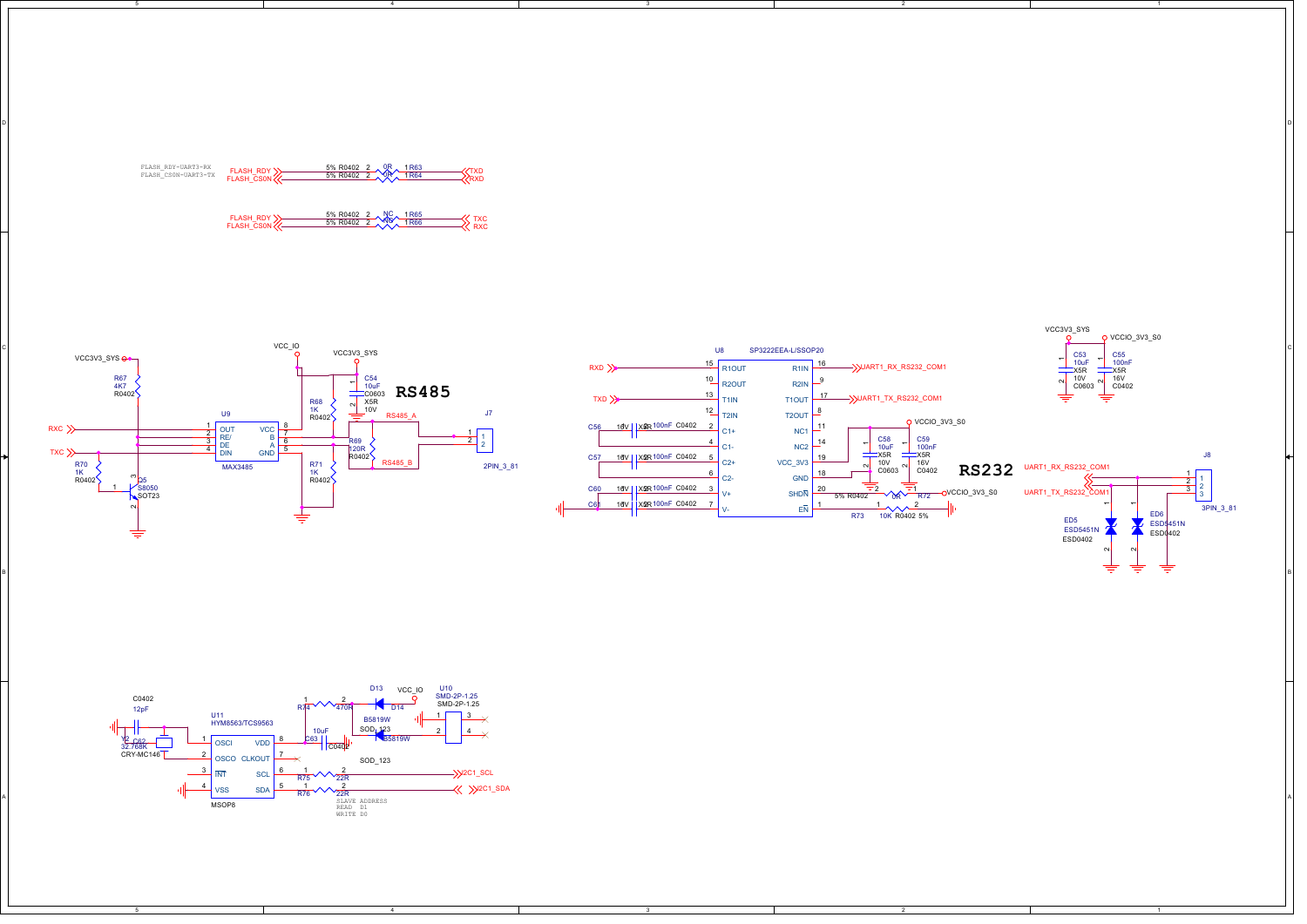FLASH_RDY-UART3-RX
FLASH_CS0N-UART3-TX

FLASH_RDY — 5% R0402 2 0R 1 R63 — TXD
FLASH_CS0N — 5% R0402 2 0R 1 R64 — RXD

FLASH_RDY — 5% R0402 2 NC 1 R65 — TXC
FLASH_CS0N — 5% R0402 2 NC 1 R66 — RXC

## RS485

VCC3V3_SYS
R67 4K7 R0402
RXC
TXC
R70 1K R0402
Q5 S8050 SOT23

U9 MAX3485
1 OUT, 2 RE/, 3 DE, 4 DIN, 8 VCC, 7 B, 6 A, 5 GND

VCC_IO
VCC3V3_SYS
C54 10uF C0603 X5R 10V
R68 1K R0402
R69 120R R0402
R71 1K R0402
RS485_A
RS485_B
J7 2PIN_3_81

## RS232

U8 SP3222EEA-L/SSOP20

| Pin | Name | Net |
|---|---|---|
| 15 | R1OUT | RXD |
| 10 | R2OUT | |
| 13 | T1IN | TXD |
| 12 | T2IN | |
| 2 | C1+ | C56 16V X5R 100nF C0402 |
| 4 | C1- | |
| 5 | C2+ | C57 16V X5R 100nF C0402 |
| 6 | C2- | |
| 3 | V+ | C60 16V X5R 100nF C0402 |
| 7 | V- | C61 16V X5R 100nF C0402 |
| 16 | R1IN | UART1_RX_RS232_COM1 |
| 9 | R2IN | |
| 17 | T1OUT | UART1_TX_RS232_COM1 |
| 8 | T2OUT | |
| 11 | NC1 | |
| 14 | NC2 | |
| 19 | VCC_3V3 | VCCIO_3V3_S0 |
| 18 | GND | |
| 20 | SHDN | 5% R0402 0R R72 VCCIO_3V3_S0 |
| 1 | EN | R73 10K R0402 5% |

C58 10uF X5R 10V C0603
C59 100nF X5R 16V C0402

VCC3V3_SYS, VCCIO_3V3_S0
C53 10uF X5R 10V C0603
C55 100nF X5R 16V C0402

UART1_RX_RS232_COM1
UART1_TX_RS232_COM1
J8 3PIN_3_81
ED5 ESD5451N ESD0402
ED6 ESD5451N ESD0402

C0402 12pF
Y2 32.768K CRY-MC146
C62

U11 HYM8563/TCS9563 MSOP8
1 OSCI, 2 OSCO, 3 INT, 4 VSS, 8 VDD, 7 CLKOUT, 6 SCL, 5 SDA

R74 470R
D13 B5819W
D14 B5819W SOD_123
VCC_IO
C63 10uF C0402
U10 SMD-2P-1.25 SMD-2P-1.25
SOD_123
R75 22R — I2C1_SCL
R76 22R — I2C1_SDA

SLAVE ADDRESS
READ D1
WRITE D0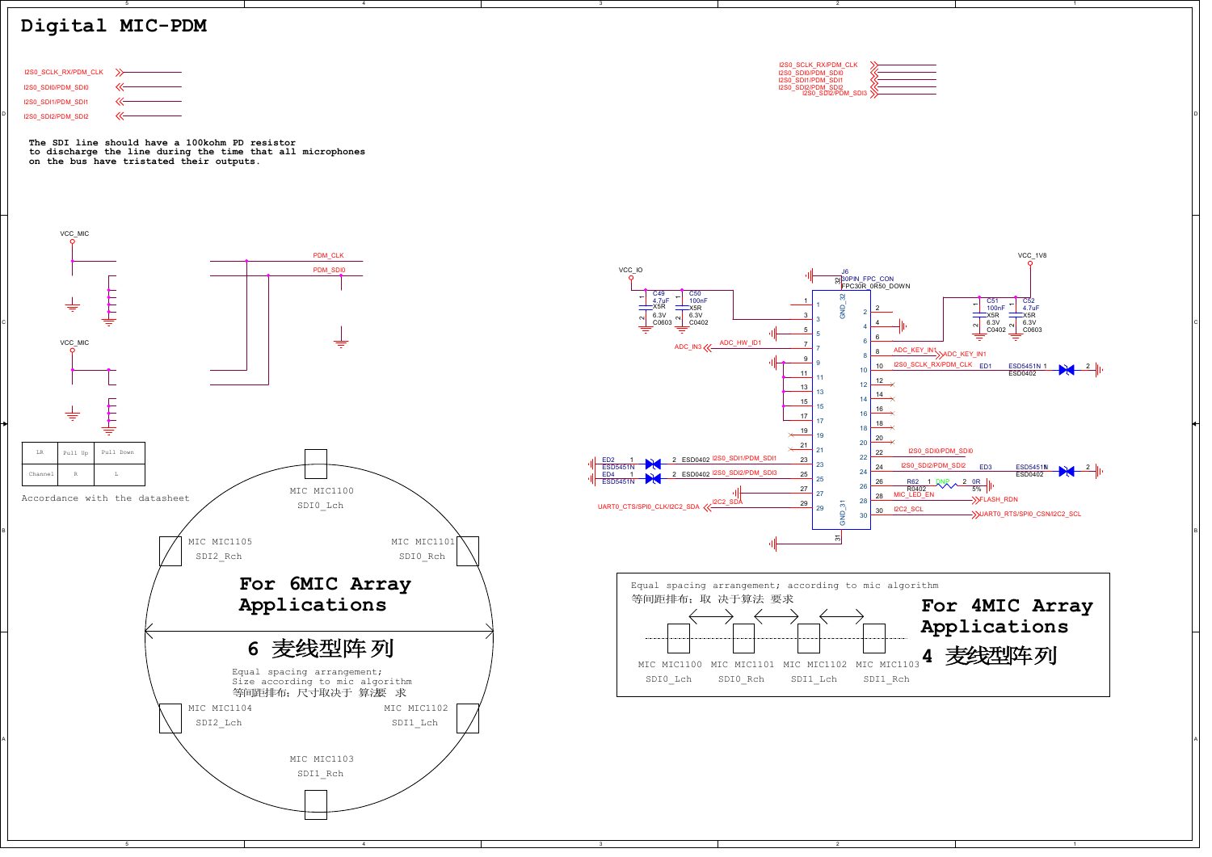# Digital MIC-PDM

I2S0_SCLK_RX/PDM_CLK
I2S0_SDI0/PDM_SDI0
I2S0_SDI1/PDM_SDI1
I2S0_SDI2/PDM_SDI2

The SDI line should have a 100kohm PD resistor to discharge the line during the time that all microphones on the bus have tristated their outputs.

I2S0_SCLK_RX/PDM_CLK
I2S0_SDI0/PDM_SDI0
I2S0_SDI1/PDM_SDI1
I2S0_SDI2/PDM_SDI2
I2S0_SDI2/PDM_SDI3

VCC_MIC
PDM_CLK
PDM_SDI0
VCC_MIC

| LR | Pull Up | Pull Down |
|---|---|---|
| Channel | R | L |

Accordance with the datasheet

VCC_IO

C49 4.7uF X5R 6.3V C0603

C50 100nF X5R 6.3V C0402

J6 30PIN_FPC_CON FPC30R_0R50_DOWN

GND_32, GND_31

ADC_IN3, ADC_HW_ID1

ADC_KEY_IN1, ADC_KEY_IN1

I2S0_SCLK_RX/PDM_CLK — ED1 ESD5451N ESD0402

I2S0_SDI0/PDM_SDI0

I2S0_SDI2/PDM_SDI2 — ED3 ESD5451N ESD0402

ED2 ESD5451N ESD0402 I2S0_SDI1/PDM_SDI1

ED4 ESD5451N ESD0402 I2S0_SDI2/PDM_SDI3

R62 R0402 DNP 0R 5%

MIC_LED_EN

FLASH_RDN

UART0_CTS/SPI0_CLK/I2C2_SDA — I2C2_SDA

I2C2_SCL — UART0_RTS/SPI0_CSN/I2C2_SCL

VCC_1V8

C51 100nF X5R 6.3V C0402

C52 4.7uF X5R 6.3V C0603

MIC MIC1100 SDI0_Lch

MIC MIC1105 SDI2_Rch

MIC MIC1101 SDI0_Rch

**For 6MIC Array Applications**

**6 麦线型阵列**

Equal spacing arrangement;
Size according to mic algorithm
等间距排布；尺寸取决于 算法要 求

MIC MIC1104 SDI2_Lch

MIC MIC1102 SDI1_Lch

MIC MIC1103 SDI1_Rch

Equal spacing arrangement; according to mic algorithm
等间距排布；取 决于算法 要求

MIC MIC1100 SDI0_Lch
MIC MIC1101 SDI0_Rch
MIC MIC1102 SDI1_Lch
MIC MIC1103 SDI1_Rch

**For 4MIC Array Applications**

**4 麦线型阵列**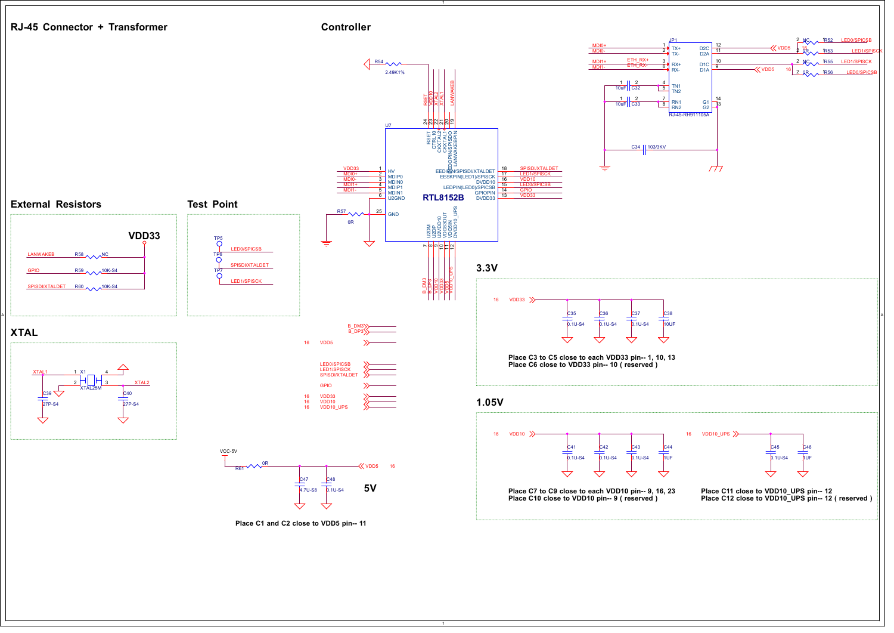## RJ-45 Connector + Transformer

## Controller

## External Resistors

## Test Point

## XTAL

## 3.3V

Place C3 to C5 close to each VDD33 pin-- 1, 10, 13
Place C6 close to VDD33 pin-- 10 ( reserved )

## 1.05V

Place C7 to C9 close to each VDD10 pin-- 9, 16, 23
Place C10 close to VDD10 pin-- 9 ( reserved )

Place C11 close to VDD10_UPS pin-- 12
Place C12 close to VDD10_UPS pin-- 12 ( reserved )

## 5V

Place C1 and C2 close to VDD5 pin-- 11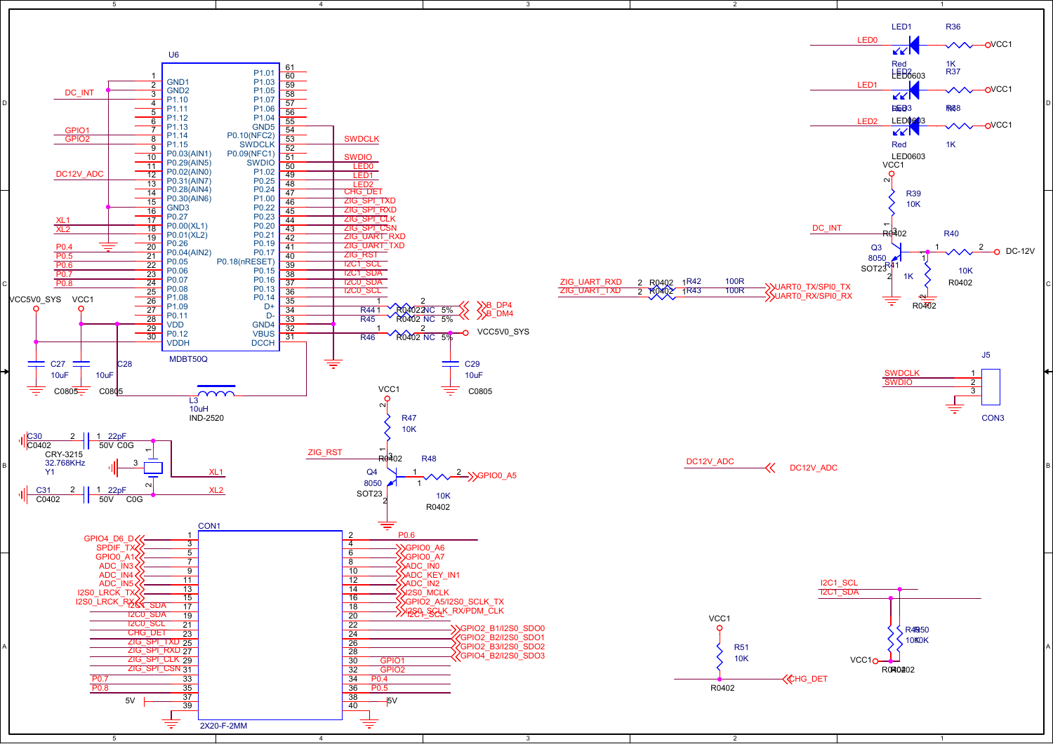## U6 — MDBT50Q

| Pin | Name | Net |
|---|---|---|
| 1 | GND1 | |
| 2 | GND2 | |
| 3 | P1.10 | DC_INT |
| 4 | P1.11 | |
| 5 | P1.12 | |
| 6 | P1.13 | |
| 7 | P1.14 | GPIO1 |
| 8 | P1.15 | GPIO2 |
| 9 | P0.03(AIN1) | |
| 10 | P0.29(AIN5) | |
| 11 | P0.02(AIN0) | |
| 12 | P0.31(AIN7) | DC12V_ADC |
| 13 | P0.28(AIN4) | |
| 14 | P0.30(AIN6) | |
| 15 | GND3 | |
| 16 | P0.27 | |
| 17 | P0.00(XL1) | XL1 |
| 18 | P0.01(XL2) | XL2 |
| 19 | P0.26 | |
| 20 | P0.04(AIN2) | P0.4 |
| 21 | P0.05 | P0.5 |
| 22 | P0.06 | P0.6 |
| 23 | P0.07 | P0.7 |
| 24 | P0.08 | P0.8 |
| 25 | P1.08 | |
| 26 | P1.09 | |
| 27 | P0.11 | |
| 28 | VDD | VCC1 |
| 29 | P0.12 | |
| 30 | VDDH | VCC5V0_SYS |
| 61 | P1.01 | |
| 60 | P1.03 | |
| 59 | P1.05 | |
| 58 | P1.07 | |
| 57 | P1.06 | |
| 56 | P1.04 | |
| 55 | GND5 | |
| 54 | P0.10(NFC2) | |
| 53 | SWDCLK | SWDCLK |
| 52 | P0.09(NFC1) | |
| 51 | SWDIO | SWDIO |
| 50 | P1.02 | LED0 |
| 49 | P0.25 | LED1 |
| 48 | P0.24 | LED2 |
| 47 | P1.00 | CHG_DET |
| 46 | P0.22 | ZIG_SPI_TXD |
| 45 | P0.23 | ZIG_SPI_RXD |
| 44 | P0.20 | ZIG_SPI_CLK |
| 43 | P0.21 | ZIG_SPI_CSN |
| 42 | P0.19 | ZIG_UART_RXD |
| 41 | P0.17 | ZIG_UART_TXD |
| 40 | P0.18(nRESET) | ZIG_RST |
| 39 | P0.15 | I2C1_SCL |
| 38 | P0.16 | I2C1_SDA |
| 37 | P0.13 | I2C0_SDA |
| 36 | P0.14 | I2C0_SCL |
| 35 | D+ | R44 NC → B_DP4 |
| 34 | D- | R45 NC → B_DM4 |
| 33 | GND4 | |
| 32 | VBUS | R46 NC → VCC5V0_SYS |
| 31 | DCCH | L3 |

- C27 10uF C0805 (VCC5V0_SYS); C28 10uF C0805 (VCC1); C29 10uF C0805 (VCC5V0_SYS)
- L3 10uH IND-2520
- R44 R0402 NC 5%, R45 R0402 NC 5%, R46 R0402 NC 5%
- Y1 CRY-3215 32.768KHz; C30 22pF 50V C0G C0402 (XL1); C31 22pF 50V C0G C0402 (XL2)

## LEDs
- LED0 → LED1 Red LED0603 → R36 1K → VCC1
- LED1 → LED2 Red LED0603 → R37 1K → VCC1
- LED2 → LED3 Red LED0603 → R38 1K → VCC1

## DC-12V switch
- Q3 8050 SOT23; R39 10K R0402 to VCC1 (DC_INT); R40 10K R0402 to DC-12V; R41 1K R0402

## UART
- ZIG_UART_RXD — R42 100R R0402 — UART0_TX/SPI0_TX
- ZIG_UART_TXD — R43 100R R0402 — UART0_RX/SPI0_RX

## J5 CON3
1. SWDCLK
2. SWDIO
3. GND

## Reset
- ZIG_RST — Q4 8050 SOT23; R47 10K R0402 to VCC1; R48 10K R0402 — GPIO0_A5

DC12V_ADC — DC12V_ADC

## I2C pull-ups
- I2C1_SCL, I2C1_SDA — R49, R50 10K R0402 to VCC1

## CHG_DET
- R51 10K R0402 VCC1 — CHG_DET

## CON1 2X20-F-2MM

| Pin | Net | Pin | Net |
|---|---|---|---|
| 1 | GPIO4_D6_D | 2 | P0.6 |
| 3 | SPDIF_TX | 4 | GPIO0_A6 |
| 5 | GPIO0_A1 | 6 | GPIO0_A7 |
| 7 | ADC_IN3 | 8 | ADC_IN0 |
| 9 | ADC_IN4 | 10 | ADC_KEY_IN1 |
| 11 | ADC_IN5 | 12 | ADC_IN2 |
| 13 | I2S0_LRCK_TX | 14 | I2S0_MCLK |
| 15 | I2S0_LRCK_RX | 16 | GPIO2_A5/I2S0_SCLK_TX |
| 17 | I2C1_SDA | 18 | I2S0_SCLK_RX/PDM_CLK |
| 19 | I2C0_SDA | 20 | I2C1_SCL |
| 21 | I2C0_SCL | 22 | GPIO2_B1/I2S0_SDO0 |
| 23 | CHG_DET | 24 | GPIO2_B2/I2S0_SDO1 |
| 25 | ZIG_SPI_TXD | 26 | GPIO2_B3/I2S0_SDO2 |
| 27 | ZIG_SPI_RXD | 28 | GPIO4_B2/I2S0_SDO3 |
| 29 | ZIG_SPI_CLK | 30 | GPIO1 |
| 31 | ZIG_SPI_CSN | 32 | GPIO2 |
| 33 | P0.7 | 34 | P0.4 |
| 35 | P0.8 | 36 | P0.5 |
| 37 | 5V | 38 | 5V |
| 39 | GND | 40 | GND |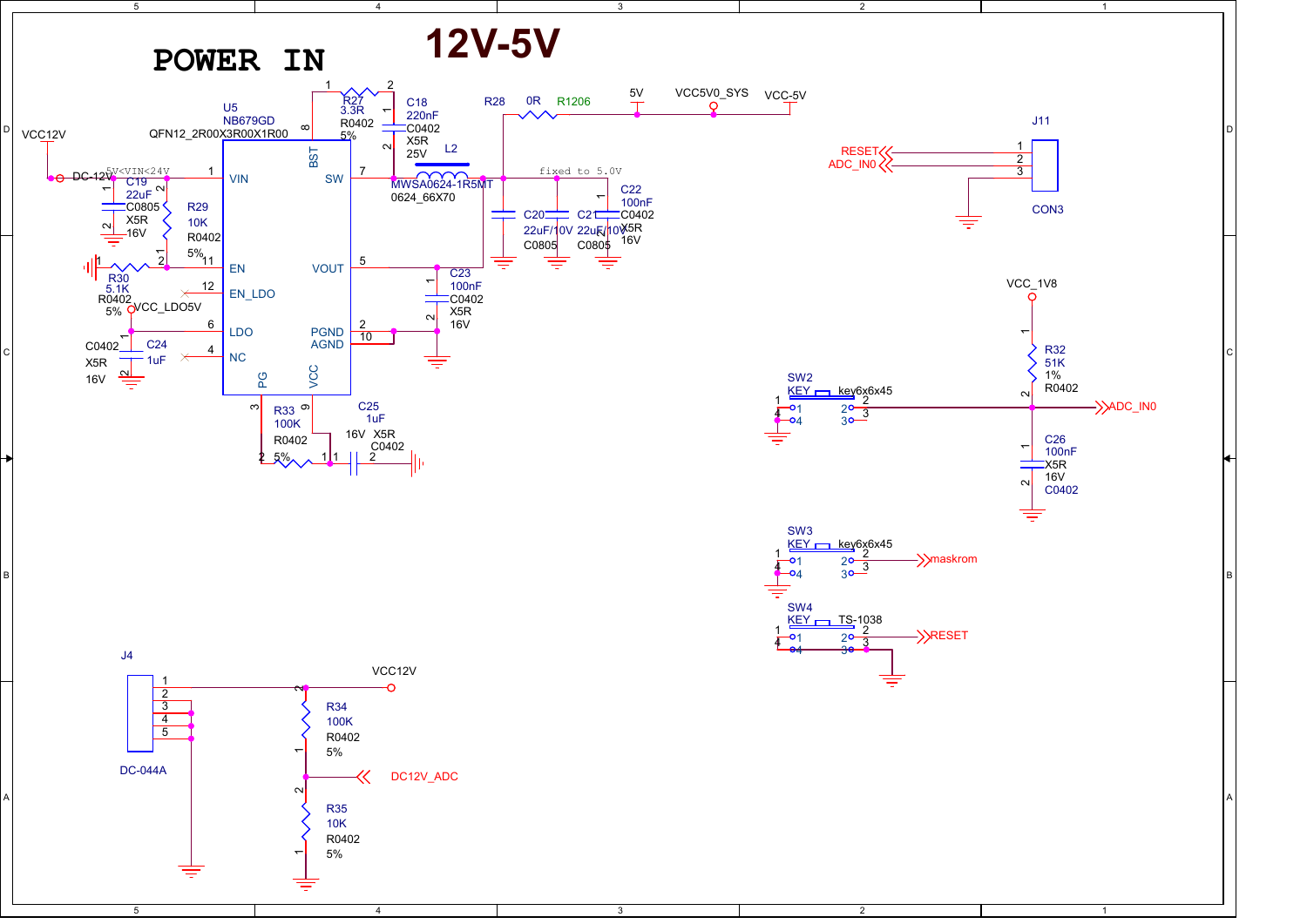# POWER IN

# 12V-5V

U5
NB679GD
QFN12_2R00X3R00X1R00

VCC12V

DC-12V

5V<VIN<24V

C19 22uF C0805 X5R 16V

R29 10K R0402 5%

R30 5.1K R0402 5%

VCC_LDO5V

C24 1uF C0402 X5R 16V

Pins: VIN (1), EN (11), EN_LDO (12), LDO (6), NC (4), BST (8), SW (7), VOUT (5), PGND (2), AGND (10), PG (3), VCC (9)

R27 3.3R R0402 5%

C18 220nF C0402 X5R 25V

L2 MWSA0624-1R5MT 0624_66X70

fixed to 5.0V

R28 0R R1206

5V VCC5V0_SYS VCC-5V

C20 22uF/10V C0805

C21 22uF/10V C0805

C22 100nF C0402 X5R 16V

C23 100nF C0402 X5R 16V

R33 100K R0402 5%

C25 1uF 16V X5R C0402

J11 CON3

RESET 1
ADC_IN0 2
3

VCC_1V8

R32 51K 1% R0402

C26 100nF X5R 16V C0402

SW2 KEY key6x6x45 → ADC_IN0

SW3 KEY key6x6x45 → maskrom

SW4 KEY TS-1038 → RESET

J4 DC-044A

VCC12V

R34 100K R0402 5%

DC12V_ADC

R35 10K R0402 5%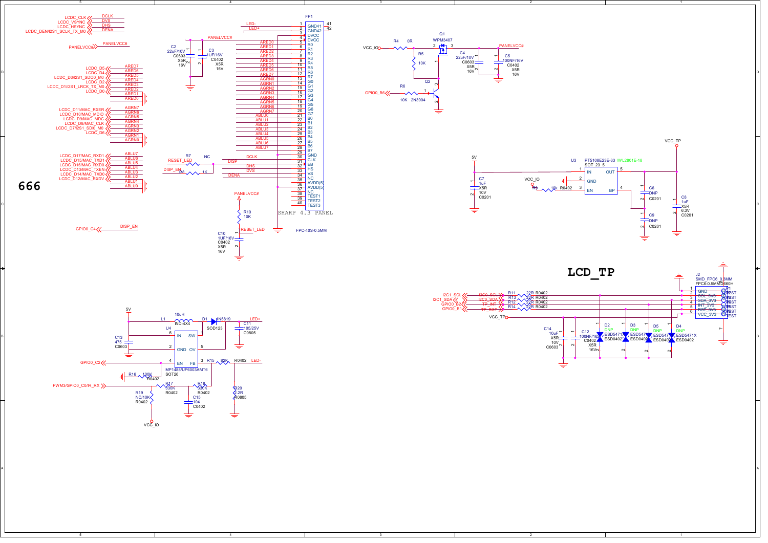# 666

## LCD_TP

**LCD connector signals**

| Net | Signal |
|---|---|
| LCDC_CLK | DCLK |
| LCDC_VSYNC | DVS |
| LCDC_HSYNC | DHS |
| LCDC_DEN/I2S1_SCLK_TX_M0 | DENA |
| PANELVCC# | PANELVCC# |
| LCDC_D5 | ARED7 |
| LCDC_D4 | ARED6 |
| LCDC_D3/I2S1_SDO0_M0 | ARED5 |
| LCDC_D2 | ARED4 |
| LCDC_D1/I2S1_LRCK_TX_M0 | ARED3 |
| LCDC_D0 | ARED2 |
| | ARED1 |
| | ARED0 |
| LCDC_D11/MAC_RXER | AGRN7 |
| LCDC_D10/MAC_MDIO | AGRN6 |
| LCDC_D9/MAC_MDC | AGRN5 |
| LCDC_D8/MAC_CLK | AGRN4 |
| LCDC_D7/I2S1_SDI0_M0 | AGRN3 |
| LCDC_D6 | AGRN2 |
| | AGRN1 |
| | AGRN0 |
| LCDC_D17/MAC_RXD1 | ABLU7 |
| LCDC_D15/MAC_TXD1 | ABLU6 |
| LCDC_D16/MAC_RXD0 | ABLU5 |
| LCDC_D13/MAC_TXEN | ABLU4 |
| LCDC_D14/MAC_TXD0 | ABLU3 |
| LCDC_D12/MAC_RXDV | ABLU2 |
| | ABLU1 |
| | ABLU0 |
| GPIO0_C4 | DISP_EN |

**FP1 — SHARP 4.3 PANEL, FPC-40S-0.5MM**

| Pin | Net | Function |
|---|---|---|
| 1 | LED- | GND41 |
| 2 | LED+ | GND42 |
| 3 | | DVCC |
| 4 | PANELVCC# | DVCC |
| 5 | ARED0 | R0 |
| 6 | ARED1 | R1 |
| 7 | ARED2 | R2 |
| 8 | ARED3 | R3 |
| 9 | ARED4 | R4 |
| 10 | ARED5 | R5 |
| 11 | ARED6 | R6 |
| 12 | ARED7 | R7 |
| 13 | AGRN0 | G0 |
| 14 | AGRN1 | G1 |
| 15 | AGRN2 | G2 |
| 16 | AGRN3 | G3 |
| 17 | AGRN4 | G4 |
| 18 | AGRN5 | G5 |
| 19 | AGRN6 | G6 |
| 20 | AGRN7 | G7 |
| 21 | ABLU0 | B0 |
| 22 | ABLU1 | B1 |
| 23 | ABLU2 | B2 |
| 24 | ABLU3 | B3 |
| 25 | ABLU4 | B4 |
| 26 | ABLU5 | B5 |
| 27 | ABLU6 | B6 |
| 28 | ABLU7 | B7 |
| 29 | | GND |
| 30 | DCLK | CLK |
| 31 | DISP | EB |
| 32 | DHS | HS |
| 33 | DVS | VS |
| 34 | DENA | NC |
| 35 | | AVDD(5) |
| 36 | | AVDD(5) |
| 37 | | NC |
| 38 | | TEST1 |
| 39 | | TEST2 |
| 40 | | TEST3 |
| 41, 42 | | GND |

- C2 22uF/10V C0603 X5R 16V; C3 1UF/16V C0402 X5R 16V (PANELVCC#)
- R7 NC (RESET_LED); R8 1K (DISP_EN → DISP)
- R10 10K (PANELVCC# → RESET_LED); C10 1UF/16V C0402 X5R 16V

**Panel power switch**

- VCC_IO — R4 0R — Q1 WPM3407 — PANELVCC#
- R5 10K; C4 22uF/10V C0603 X5R 16V; C5 100NF/16V C0402 X5R 16V
- GPIO0_B6 — R6 10K — Q2 2N3904

**TP power**

- U3 PT5108E23E-33 /WL2801E-18, SOT_23_5: IN (1), GND (2), EN (3), BP (4), OUT (5)
- 5V → IN; C7 1uF X5R 10V C0201
- VCC_IO — R9 10k R0402 — EN
- C6 DNP C0201; C9 DNP C0201
- OUT → VCC_TP; C8 1uF X5R 6.3V C0201

**Backlight driver**

- 5V; L1 10uH IND-4X4; D1 1N5819 SOD123 → LED+
- C11 105/25V C0805; C13 475 C0603
- U4 MP1488/UP6003AMT6 SOT26: EN (4), GND (2), IN (6), SW (1), OV (5), FB (3)
- GPIO0_C2 → EN; R16 100K R0402
- R15 82K R0402 → LED-; R20 2.2R R0805
- PWM3/GPIO0_C0/IR_RX — R17 330K R0402 — R18 330K R0402; C15 104 C0402
- R19 NC/10K R0402 → VCC_IO

**Touch panel connector J2 — SMD_FPC6_0.5MM, FPC6-0.5MM-2860H**

| Net | Resistor | Pin | Signal |
|---|---|---|---|
| | | 1 | GND |
| I2C1_SCL → I2C0_SCL | R11 22R R0402 | 2 | SCL_3V3 |
| I2C1_SDA → I2C0_SDA | R13 22R R0402 | 3 | SDA_3V3 |
| GPIO0_B2 → TP_INT | R12 22R R0402 | 4 | INT_3V3 |
| GPIO0_B1 → TP_RST | R14 22R R0402 | 5 | RST_3V3 |
| VCC_TP | | 6 | VCC_3V3 |
| | | 7 | GND |

- C14 10uF X5R 10V C0603; C12 100NF/16V C0402 X5R 16V
- D2, D3, D4, D5: DNP ESD5471X ESD0402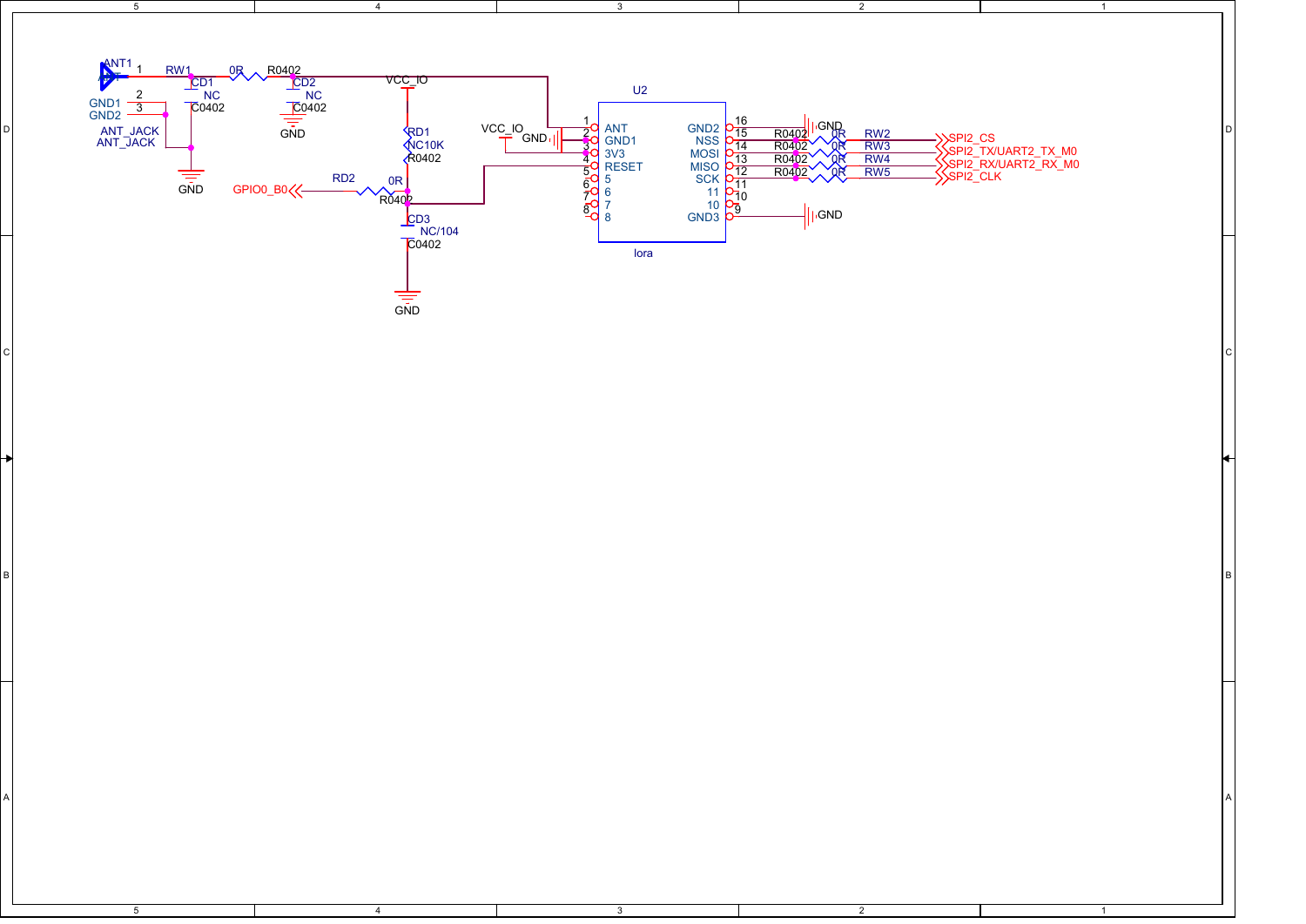5 | 4 | 3 | 2 | 1

D

ANT1
1
2
3
GND1
GND2
ANT_JACK
ANT_JACK

RW1
0R
R0402
CD1
NC
C0402
CD2
NC
C0402
GND
GND

VCC_IO
RD1
NC10K
R0402
RD2
0R
R0402
GPIO0_B0
CD3
NC/104
C0402
GND

VCC_IO
GND

U2

| Pin | Name | Name | Pin |
|---|---|---|---|
| 1 | ANT | GND2 | 16 |
| 2 | GND1 | NSS | 15 |
| 3 | 3V3 | MOSI | 14 |
| 4 | RESET | MISO | 13 |
| 5 | 5 | SCK | 12 |
| 6 | 6 | 11 | 11 |
| 7 | 7 | 10 | 10 |
| 8 | 8 | GND3 | 9 |

lora

GND
R0402 0R RW2 SPI2_CS
R0402 0R RW3 SPI2_TX/UART2_TX_M0
R0402 0R RW4 SPI2_RX/UART2_RX_M0
R0402 0R RW5 SPI2_CLK
GND

C

B

A

5 | 4 | 3 | 2 | 1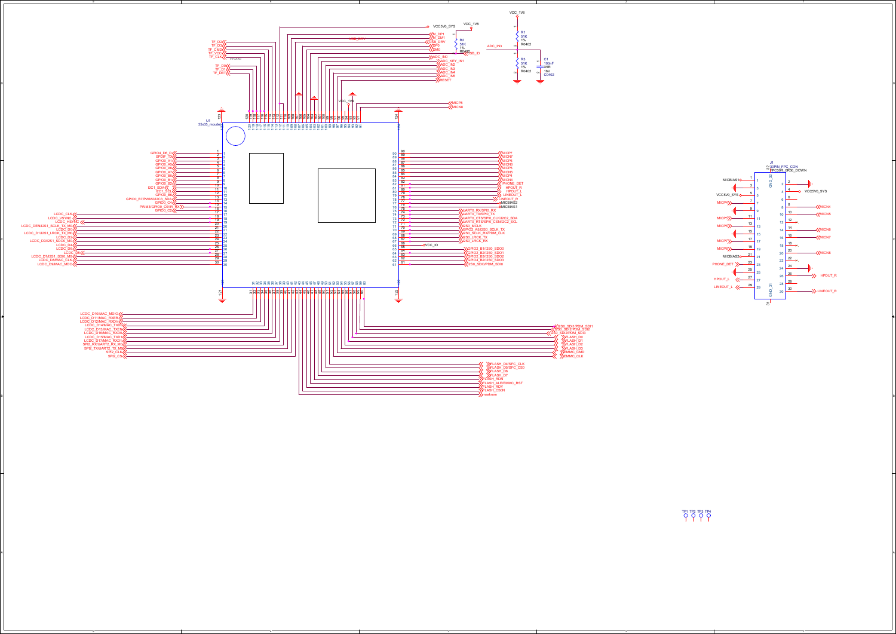VCC_1V8

VCC5V0_SYS

VCC_1V8

R1
51K
1%
R0402

USB_DP1
USB_DM1
USB_DRV
USB_DRV
DP0
DM0

R2
51K
1%
R0402

USB_ID

ADC_IN0

ADC_IN0
ADC_KEY_IN1
ADC_IN2
ADC_IN3
ADC_IN4
ADC_IN5
RESET

R3
51K
1%
R0402

C1
100nF
X5R
16V
C0402

TF_D2
TF_D3
TF_CMD
TF_VCC
TF_CLK

TF_D0
TF_D1
TF_DET

VCC_1V8

MICP8
MICN8

U1
35x35_moudle

GPIO4_D6_D
SPDIF_TX
GPIO0_A1
GPIO0_A5
GPIO0_A6
GPIO0_A7
GPIO0_B0
GPIO0_B1
GPIO0_B2
I2C1_SDA
I2C1_SCL
GPIO0_B6
GPIO0_B7/PWM0/I2C3_SDA
GPIO0_C4
PWM3/GPIO0_C0/IR_RX
GPIO0_C2
LCDC_CLK
LCDC_VSYNC
LCDC_HSYNC
LCDC_DEN/I2S1_SCLK_TX_M0
LCDC_D0
LCDC_D1/I2S1_LRCK_TX_M0
LCDC_D2
LCDC_D3/I2S1_SDO0_M0
LCDC_D4
LCDC_D6
LCDC_D5
LCDC_D7/I2S1_SDI0_M0
LCDC_D8/MAC_CLK
LCDC_D9/MAC_MDC

MICP7
MICN7
MICP6
MICN6
MICP5
MICN5
MICP4
MICN4
PHONE_DET
HPOUT_R
HPOUT_L
LINEOUT_L
LINEOUT_R
MICBIAS2
MICBIAS1
UART0_RX/SPI0_RX
UART0_TX/SPI0_TX
UART0_CTS/SPI0_CLK/I2C2_SDA
UART0_RTS/SPI0_CSN/I2C2_SCL
I2S0_MCLK
GPIO2_A5/I2S0_SCLK_TX
I2S0_SCLK_RX/PDM_CLK
I2S0_LRCK_TX
I2S0_LRCK_RX
VCC_IO
GPIO2_B1/I2S0_SDO0
GPIO2_B2/I2S0_SDO1
GPIO2_B3/I2S0_SDO2
GPIO4_B2/I2S0_SDO3
I2S0_SDI0/PDM_SDI0

LCDC_D10/MAC_MDIO
LCDC_D11/MAC_RXER
LCDC_D12/MAC_RXDV
LCDC_D14/MAC_TXD0
LCDC_D13/MAC_TXEN
LCDC_D16/MAC_RXD0
LCDC_D15/MAC_TXD1
LCDC_D17/MAC_RXD1
SPI2_RX/UART2_RX_M0
SPI2_TX/UART2_TX_M0
SPI2_CLK
SPI2_CS

I2S0_SDI1/PDM_SDI1
I2S0_SDI2/PDM_SDI2
I2S0_SDI3/PDM_SDI3
FLASH_D0
FLASH_D1
FLASH_D2
FLASH_D3
EMMC_CMD
EMMC_CLK

FLASH_D4/SFC_CLK
FLASH_D5/SFC_CS0
FLASH_D6
FLASH_D7
FLASH_RDN
FLASH_ALE/EMMC_RST
FLASH_RDY
FLASH_CS0N
maskrom

J1
30PIN_FPC_CON
FPC30R_0R50_DOWN

| Signal | Pin | Pin | Signal |
|---|---|---|---|
| MICBIAS1 | 1 | 2 | GND |
| GND | 3 | 4 | VCC5V0_SYS |
| VCC5V0_SYS | 5 | 6 | |
| MICP4 | 7 | 8 | MICN4 |
| GND | 9 | 10 | MICN5 |
| MICP5 | 11 | 12 | |
| MICP6 | 13 | 14 | MICN6 |
| GND | 15 | 16 | MICN7 |
| MICP7 | 17 | 18 | |
| MICP8 | 19 | 20 | MICN8 |
| MICBIAS2 | 21 | 22 | |
| PHONE_DET | 23 | 24 | GND |
| GND | 25 | 26 | HPOUT_R |
| HPOUT_L | 27 | 28 | |
| LINEOUT_L | 29 | 30 | LINEOUT_R |

TP1 TP2 TP3 TP4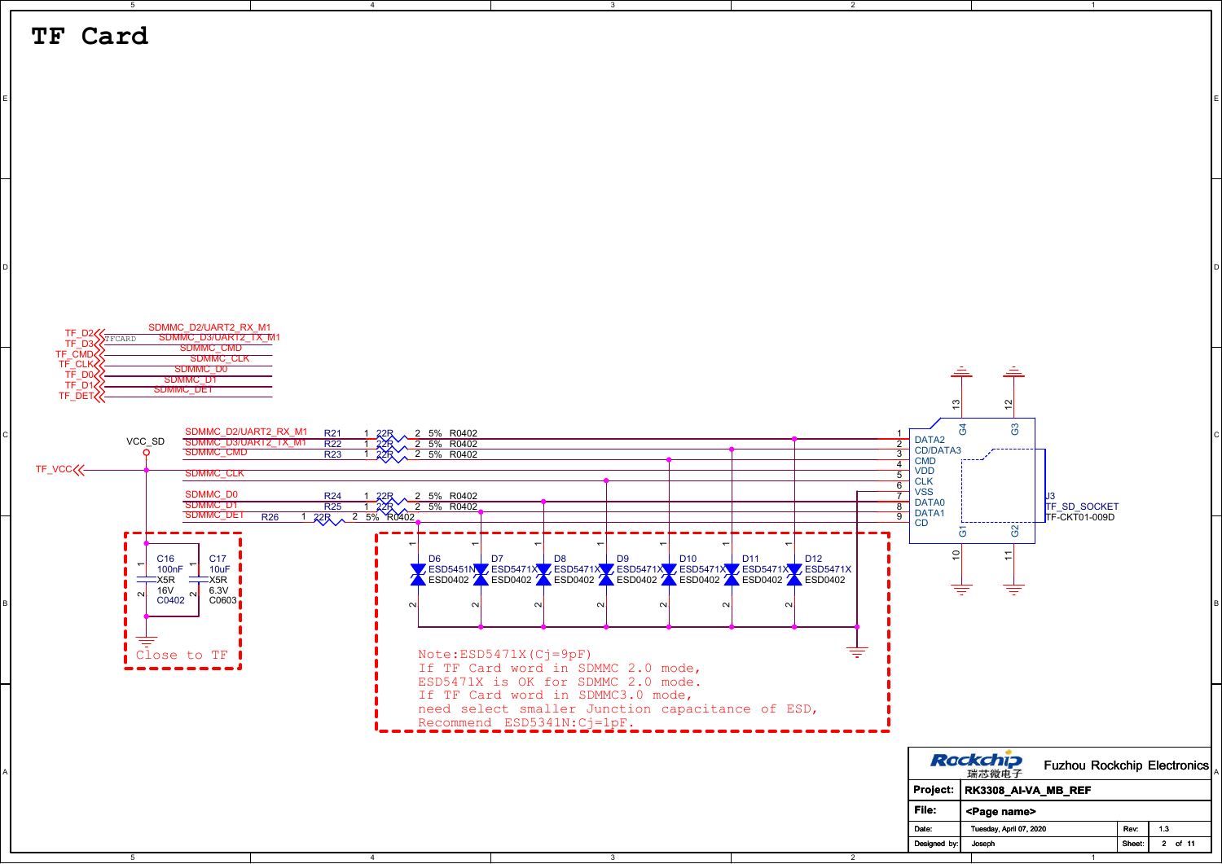# TF Card

TF_D2 — SDMMC_D2/UART2_RX_M1
TF_D3 — SDMMC_D3/UART2_TX_M1
TF_CMD — SDMMC_CMD
TF_CLK — SDMMC_CLK
TF_D0 — SDMMC_D0
TF_D1 — SDMMC_D1
TF_DET — SDMMC_DET

TFCARD

VCC_SD

TF_VCC

SDMMC_D2/UART2_RX_M1 R21 1 22R 2 5% R0402
SDMMC_D3/UART2_TX_M1 R22 1 22R 2 5% R0402
SDMMC_CMD R23 1 22R 2 5% R0402
SDMMC_CLK
SDMMC_D0 R24 1 22R 2 5% R0402
SDMMC_D1 R25 1 22R 2 5% R0402
SDMMC_DET R26 1 22R 2 5% R0402

C16 100nF X5R 16V C0402
C17 10uF X5R 6.3V C0603

Close to TF

D6 ESD5451N ESD0402
D7 ESD5471X ESD0402
D8 ESD5471X ESD0402
D9 ESD5471X ESD0402
D10 ESD5471X ESD0402
D11 ESD5471X ESD0402
D12 ESD5471X ESD0402

J3 TF_SD_SOCKET TF-CKT01-009D

1 DATA2
2 CD/DATA3
3 CMD
4 VDD
5 CLK
6 VSS
7 DATA0
8 DATA1
9 CD

13 G4
12 G3
10 G1
11 G2

Note:ESD5471X(Cj=9pF)
If TF Card word in SDMMC 2.0 mode,
ESD5471X is OK for SDMMC 2.0 mode.
If TF Card word in SDMMC3.0 mode,
need select smaller Junction capacitance of ESD,
Recommend ESD5341N:Cj=1pF.

| | |
|---|---|
| Rockchip 瑞芯微电子 | Fuzhou Rockchip Electronics |
| Project: | RK3308_AI-VA_MB_REF |
| File: | <Page name> |
| Date: | Tuesday, April 07, 2020 |
| Rev: | 1.3 |
| Designed by: | Joseph |
| Sheet: | 2 of 11 |